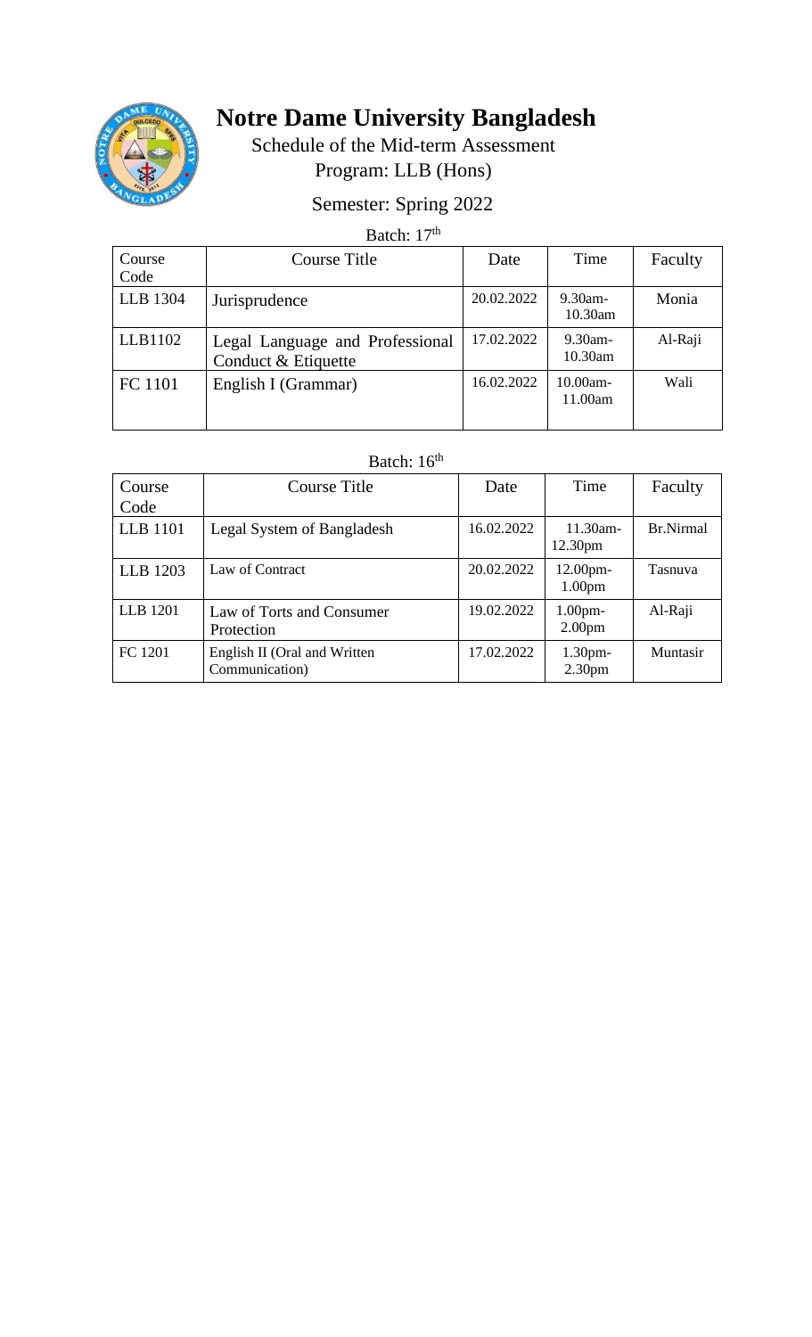# Notre Dame University Bangladesh

Schedule of the Mid-term Assessment

Program: LLB (Hons)

Semester: Spring 2022

Batch: 17th

| Course Code | Course Title | Date | Time | Faculty |
|---|---|---|---|---|
| LLB 1304 | Jurisprudence | 20.02.2022 | 9.30am-10.30am | Monia |
| LLB1102 | Legal Language and Professional Conduct & Etiquette | 17.02.2022 | 9.30am-10.30am | Al-Raji |
| FC 1101 | English I (Grammar) | 16.02.2022 | 10.00am-11.00am | Wali |

Batch: 16th

| Course Code | Course Title | Date | Time | Faculty |
|---|---|---|---|---|
| LLB 1101 | Legal System of Bangladesh | 16.02.2022 | 11.30am-12.30pm | Br.Nirmal |
| LLB 1203 | Law of Contract | 20.02.2022 | 12.00pm-1.00pm | Tasnuva |
| LLB 1201 | Law of Torts and Consumer Protection | 19.02.2022 | 1.00pm-2.00pm | Al-Raji |
| FC 1201 | English II (Oral and Written Communication) | 17.02.2022 | 1.30pm-2.30pm | Muntasir |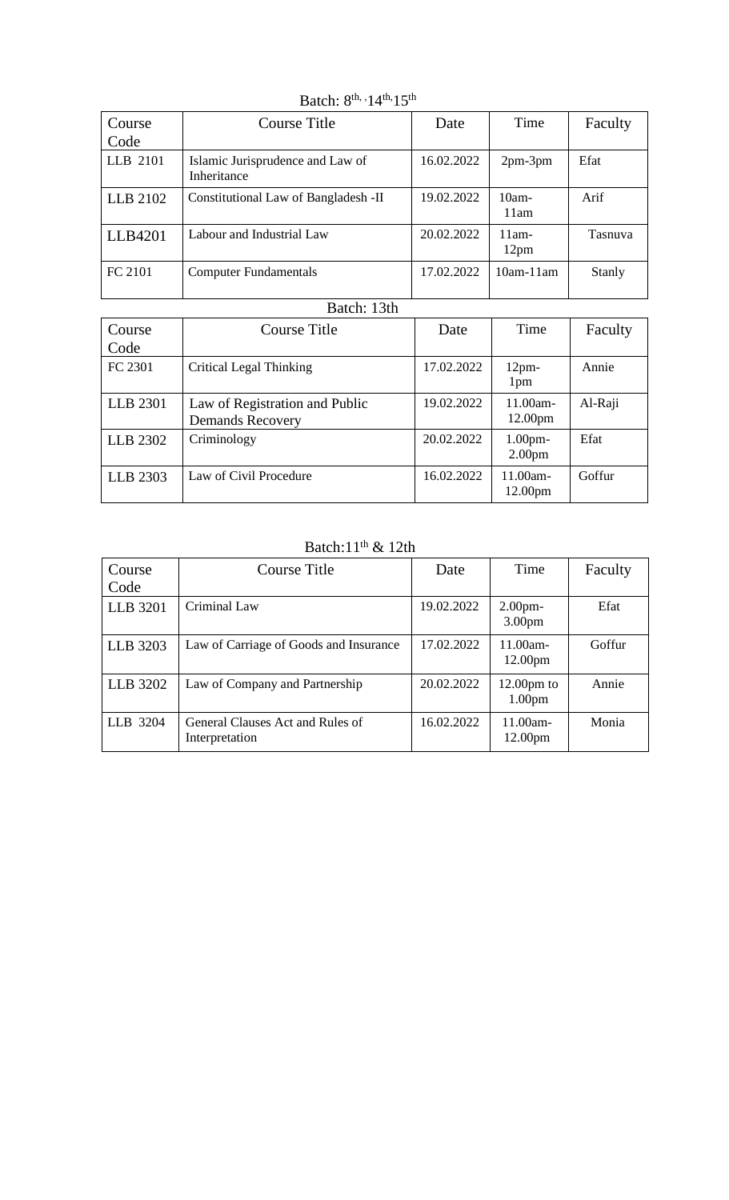Batch: 8th, 14th, 15th

| Course Code | Course Title | Date | Time | Faculty |
|---|---|---|---|---|
| LLB 2101 | Islamic Jurisprudence and Law of Inheritance | 16.02.2022 | 2pm-3pm | Efat |
| LLB 2102 | Constitutional Law of Bangladesh -II | 19.02.2022 | 10am-11am | Arif |
| LLB4201 | Labour and Industrial Law | 20.02.2022 | 11am-12pm | Tasnuva |
| FC 2101 | Computer Fundamentals | 17.02.2022 | 10am-11am | Stanly |

Batch: 13th

| Course Code | Course Title | Date | Time | Faculty |
|---|---|---|---|---|
| FC 2301 | Critical Legal Thinking | 17.02.2022 | 12pm-1pm | Annie |
| LLB 2301 | Law of Registration and Public Demands Recovery | 19.02.2022 | 11.00am-12.00pm | Al-Raji |
| LLB 2302 | Criminology | 20.02.2022 | 1.00pm-2.00pm | Efat |
| LLB 2303 | Law of Civil Procedure | 16.02.2022 | 11.00am-12.00pm | Goffur |

Batch: 11th & 12th

| Course Code | Course Title | Date | Time | Faculty |
|---|---|---|---|---|
| LLB 3201 | Criminal Law | 19.02.2022 | 2.00pm-3.00pm | Efat |
| LLB 3203 | Law of Carriage of Goods and Insurance | 17.02.2022 | 11.00am-12.00pm | Goffur |
| LLB 3202 | Law of Company and Partnership | 20.02.2022 | 12.00pm to 1.00pm | Annie |
| LLB 3204 | General Clauses Act and Rules of Interpretation | 16.02.2022 | 11.00am-12.00pm | Monia |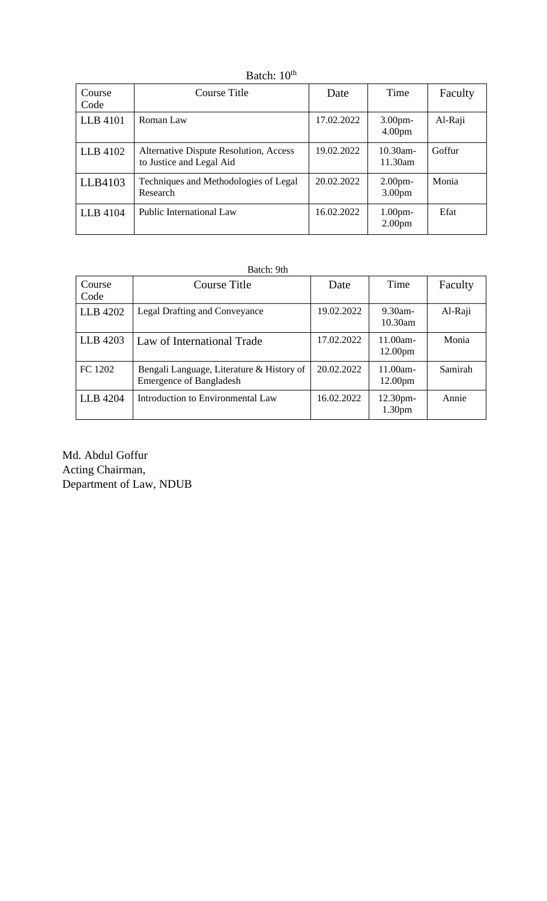Batch: 10th

| Course Code | Course Title | Date | Time | Faculty |
|---|---|---|---|---|
| LLB 4101 | Roman Law | 17.02.2022 | 3.00pm-4.00pm | Al-Raji |
| LLB 4102 | Alternative Dispute Resolution, Access to Justice and Legal Aid | 19.02.2022 | 10.30am-11.30am | Goffur |
| LLB4103 | Techniques and Methodologies of Legal Research | 20.02.2022 | 2.00pm-3.00pm | Monia |
| LLB 4104 | Public International Law | 16.02.2022 | 1.00pm-2.00pm | Efat |

Batch: 9th

| Course Code | Course Title | Date | Time | Faculty |
|---|---|---|---|---|
| LLB 4202 | Legal Drafting and Conveyance | 19.02.2022 | 9.30am-10.30am | Al-Raji |
| LLB 4203 | Law of International Trade | 17.02.2022 | 11.00am-12.00pm | Monia |
| FC 1202 | Bengali Language, Literature & History of Emergence of Bangladesh | 20.02.2022 | 11.00am-12.00pm | Samirah |
| LLB 4204 | Introduction to Environmental Law | 16.02.2022 | 12.30pm-1.30pm | Annie |

Md. Abdul Goffur
Acting Chairman,
Department of Law, NDUB